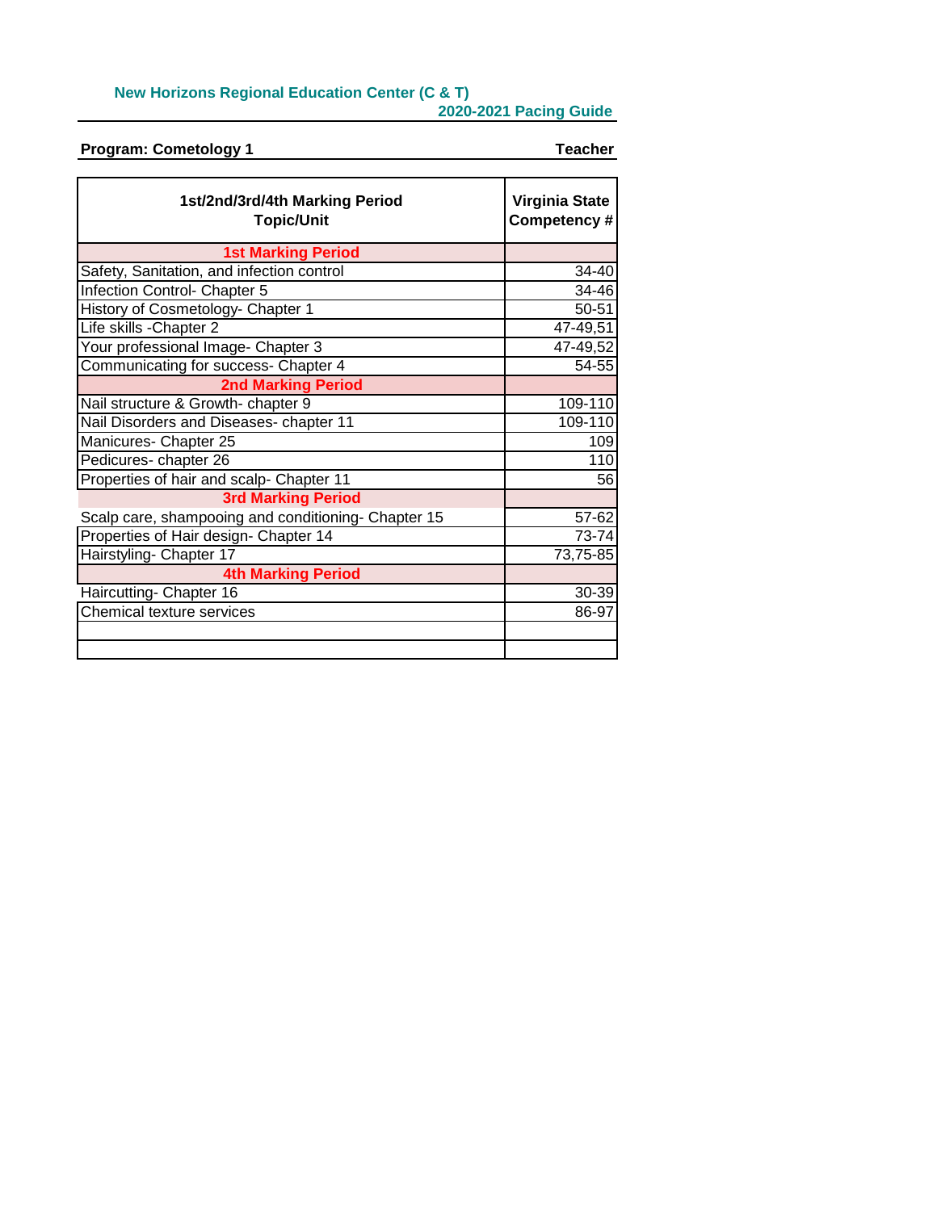**New Horizons Regional Education Center (C & T)**

**2020-2021 Pacing Guide**

**Program: Cometology 1** **Teacher**

| 1st/2nd/3rd/4th Marking Period Topic/Unit | Virginia State Competency # |
|---|---|
| **1st Marking Period** | |
| Safety, Sanitation, and infection control | 34-40 |
| Infection Control- Chapter 5 | 34-46 |
| History of Cosmetology- Chapter 1 | 50-51 |
| Life skills -Chapter 2 | 47-49,51 |
| Your professional Image- Chapter 3 | 47-49,52 |
| Communicating for success- Chapter 4 | 54-55 |
| **2nd Marking Period** | |
| Nail structure & Growth- chapter 9 | 109-110 |
| Nail Disorders and Diseases- chapter 11 | 109-110 |
| Manicures- Chapter 25 | 109 |
| Pedicures- chapter 26 | 110 |
| Properties of hair and scalp- Chapter 11 | 56 |
| **3rd Marking Period** | |
| Scalp care, shampooing and conditioning- Chapter 15 | 57-62 |
| Properties of Hair design- Chapter 14 | 73-74 |
| Hairstyling- Chapter 17 | 73,75-85 |
| **4th Marking Period** | |
| Haircutting- Chapter 16 | 30-39 |
| Chemical texture services | 86-97 |
| | |
| | |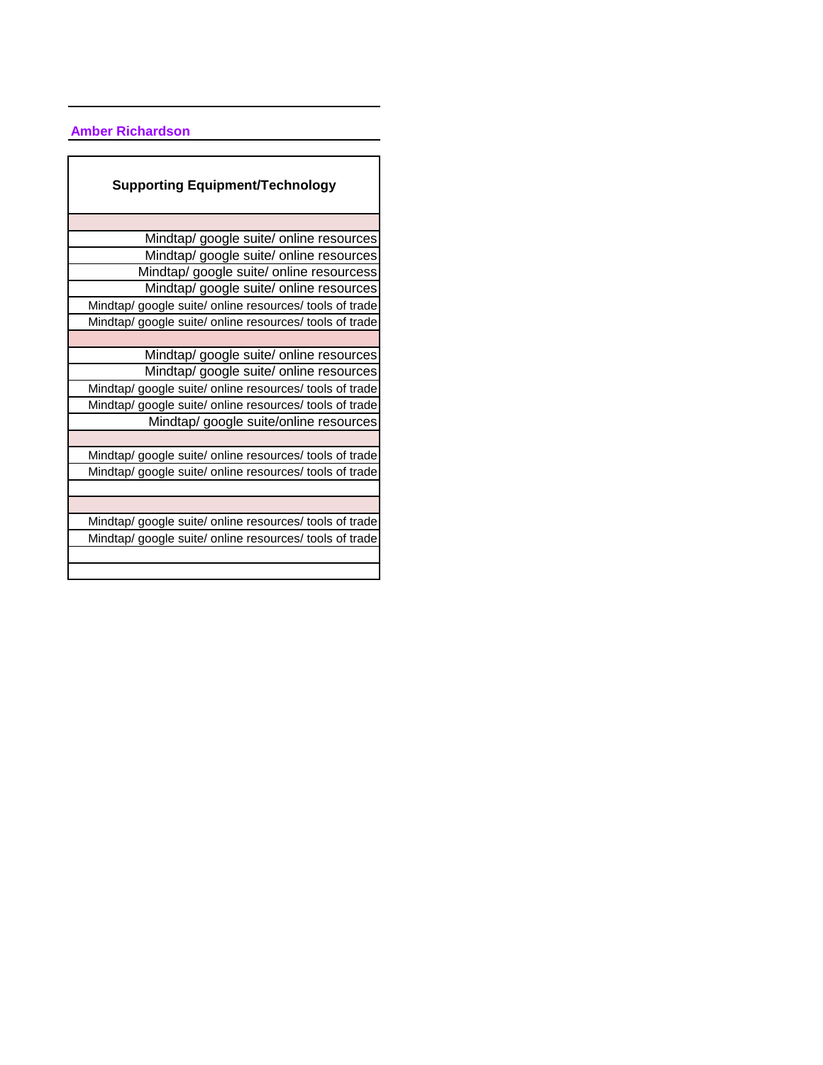**Amber Richardson**

| Supporting Equipment/Technology |
| --- |
| |
| Mindtap/ google suite/ online resources |
| Mindtap/ google suite/ online resources |
| Mindtap/ google suite/ online resourcess |
| Mindtap/ google suite/ online resources |
| Mindtap/ google suite/ online resources/ tools of trade |
| Mindtap/ google suite/ online resources/ tools of trade |
| |
| Mindtap/ google suite/ online resources |
| Mindtap/ google suite/ online resources |
| Mindtap/ google suite/ online resources/ tools of trade |
| Mindtap/ google suite/ online resources/ tools of trade |
| Mindtap/ google suite/online resources |
| |
| Mindtap/ google suite/ online resources/ tools of trade |
| Mindtap/ google suite/ online resources/ tools of trade |
| |
| |
| Mindtap/ google suite/ online resources/ tools of trade |
| Mindtap/ google suite/ online resources/ tools of trade |
| |
| |